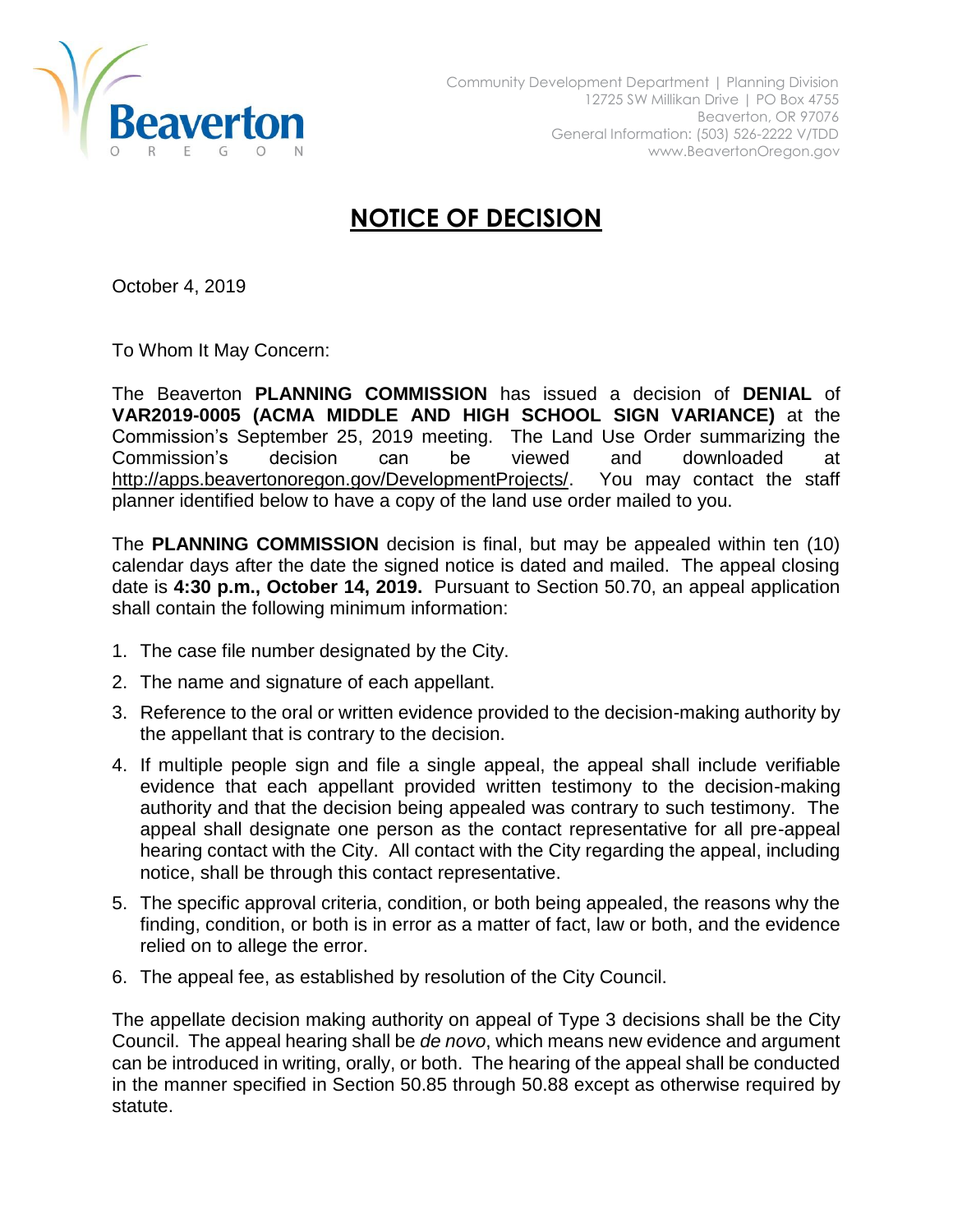Beaverton
OREGON

Community Development Department | Planning Division
12725 SW Millikan Drive | PO Box 4755
Beaverton, OR 97076
General Information: (503) 526-2222 V/TDD
www.BeavertonOregon.gov

# NOTICE OF DECISION

October 4, 2019

To Whom It May Concern:

The Beaverton **PLANNING COMMISSION** has issued a decision of **DENIAL** of **VAR2019-0005 (ACMA MIDDLE AND HIGH SCHOOL SIGN VARIANCE)** at the Commission's September 25, 2019 meeting. The Land Use Order summarizing the Commission's decision can be viewed and downloaded at http://apps.beavertonoregon.gov/DevelopmentProjects/. You may contact the staff planner identified below to have a copy of the land use order mailed to you.

The **PLANNING COMMISSION** decision is final, but may be appealed within ten (10) calendar days after the date the signed notice is dated and mailed. The appeal closing date is **4:30 p.m., October 14, 2019.** Pursuant to Section 50.70, an appeal application shall contain the following minimum information:

1. The case file number designated by the City.
2. The name and signature of each appellant.
3. Reference to the oral or written evidence provided to the decision-making authority by the appellant that is contrary to the decision.
4. If multiple people sign and file a single appeal, the appeal shall include verifiable evidence that each appellant provided written testimony to the decision-making authority and that the decision being appealed was contrary to such testimony. The appeal shall designate one person as the contact representative for all pre-appeal hearing contact with the City. All contact with the City regarding the appeal, including notice, shall be through this contact representative.
5. The specific approval criteria, condition, or both being appealed, the reasons why the finding, condition, or both is in error as a matter of fact, law or both, and the evidence relied on to allege the error.
6. The appeal fee, as established by resolution of the City Council.

The appellate decision making authority on appeal of Type 3 decisions shall be the City Council. The appeal hearing shall be *de novo*, which means new evidence and argument can be introduced in writing, orally, or both. The hearing of the appeal shall be conducted in the manner specified in Section 50.85 through 50.88 except as otherwise required by statute.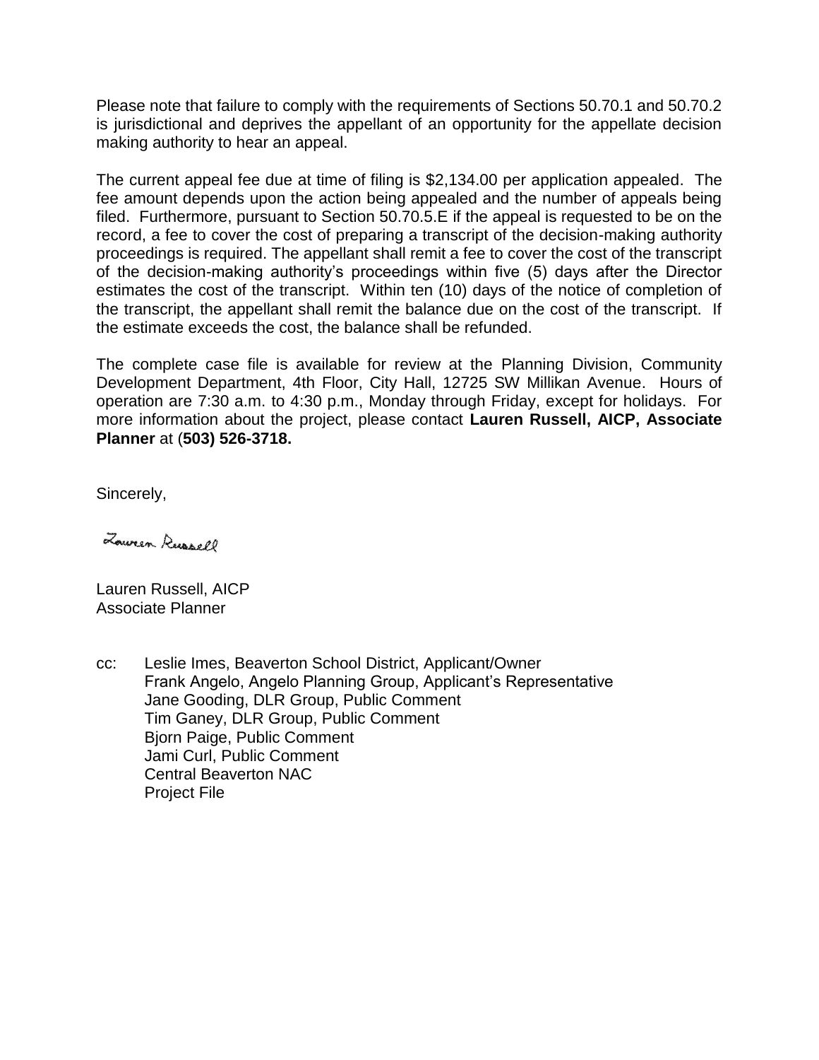Please note that failure to comply with the requirements of Sections 50.70.1 and 50.70.2 is jurisdictional and deprives the appellant of an opportunity for the appellate decision making authority to hear an appeal.

The current appeal fee due at time of filing is $2,134.00 per application appealed. The fee amount depends upon the action being appealed and the number of appeals being filed. Furthermore, pursuant to Section 50.70.5.E if the appeal is requested to be on the record, a fee to cover the cost of preparing a transcript of the decision-making authority proceedings is required. The appellant shall remit a fee to cover the cost of the transcript of the decision-making authority's proceedings within five (5) days after the Director estimates the cost of the transcript. Within ten (10) days of the notice of completion of the transcript, the appellant shall remit the balance due on the cost of the transcript. If the estimate exceeds the cost, the balance shall be refunded.

The complete case file is available for review at the Planning Division, Community Development Department, 4th Floor, City Hall, 12725 SW Millikan Avenue. Hours of operation are 7:30 a.m. to 4:30 p.m., Monday through Friday, except for holidays. For more information about the project, please contact **Lauren Russell, AICP, Associate Planner** at (**503) 526-3718.**

Sincerely,

Lauren Russell

Lauren Russell, AICP
Associate Planner

cc: Leslie Imes, Beaverton School District, Applicant/Owner
Frank Angelo, Angelo Planning Group, Applicant's Representative
Jane Gooding, DLR Group, Public Comment
Tim Ganey, DLR Group, Public Comment
Bjorn Paige, Public Comment
Jami Curl, Public Comment
Central Beaverton NAC
Project File